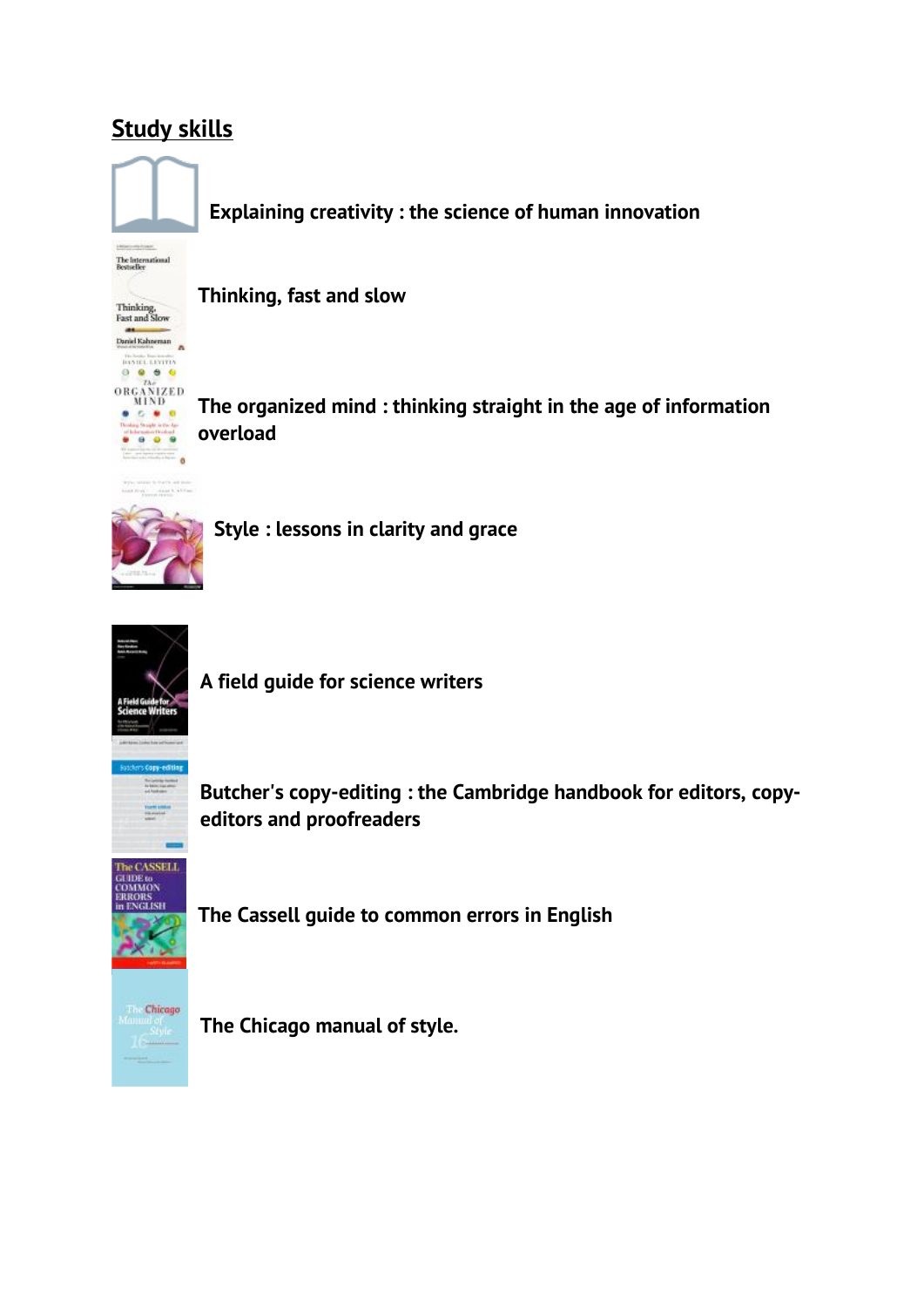## Study skills

**Explaining creativity : the science of human innovation**

**Thinking, fast and slow**

**The organized mind : thinking straight in the age of information overload**

**Style : lessons in clarity and grace**

**A field guide for science writers**

**Butcher's copy-editing : the Cambridge handbook for editors, copy-editors and proofreaders**

**The Cassell guide to common errors in English**

**The Chicago manual of style.**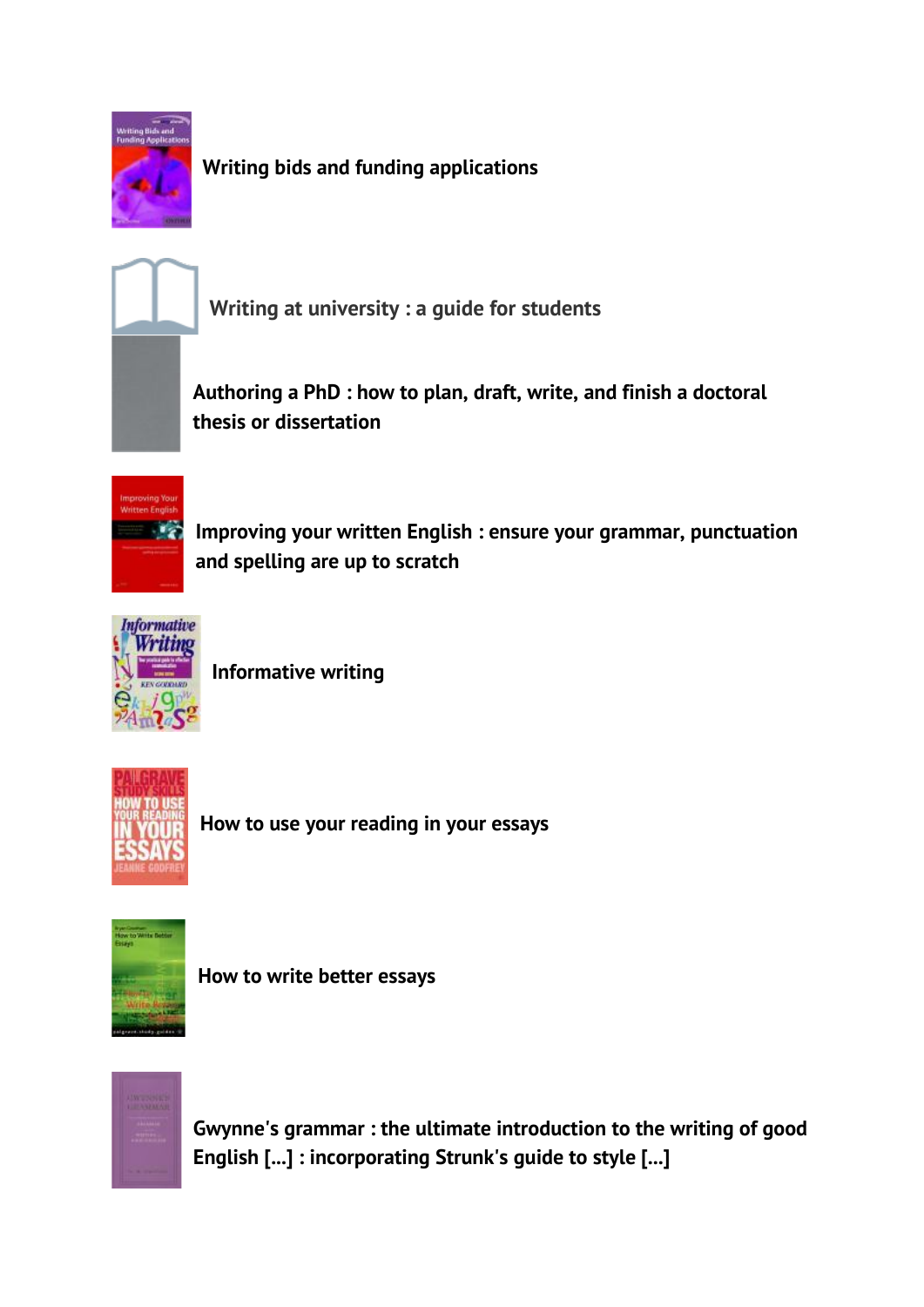Writing bids and funding applications

Writing at university : a guide for students

Authoring a PhD : how to plan, draft, write, and finish a doctoral thesis or dissertation

Improving your written English : ensure your grammar, punctuation and spelling are up to scratch

Informative writing

How to use your reading in your essays

How to write better essays

Gwynne's grammar : the ultimate introduction to the writing of good English [...] : incorporating Strunk's guide to style [...]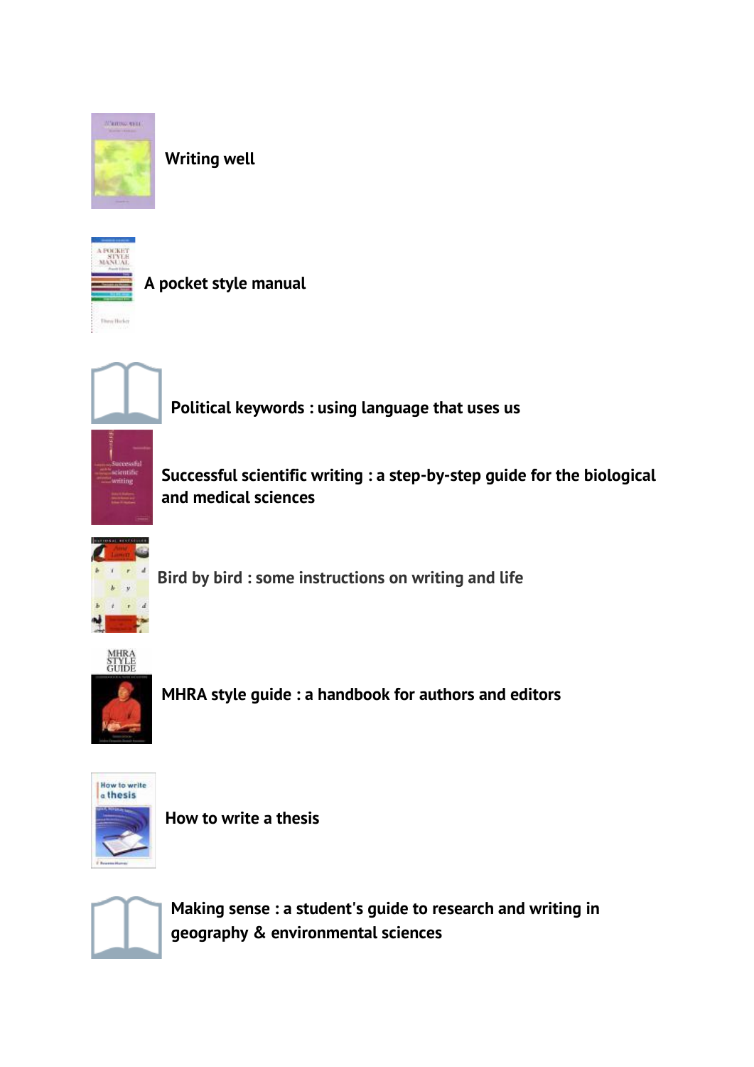**Writing well**

**A pocket style manual**

**Political keywords : using language that uses us**

**Successful scientific writing : a step-by-step guide for the biological and medical sciences**

**Bird by bird : some instructions on writing and life**

**MHRA style guide : a handbook for authors and editors**

**How to write a thesis**

**Making sense : a student's guide to research and writing in geography & environmental sciences**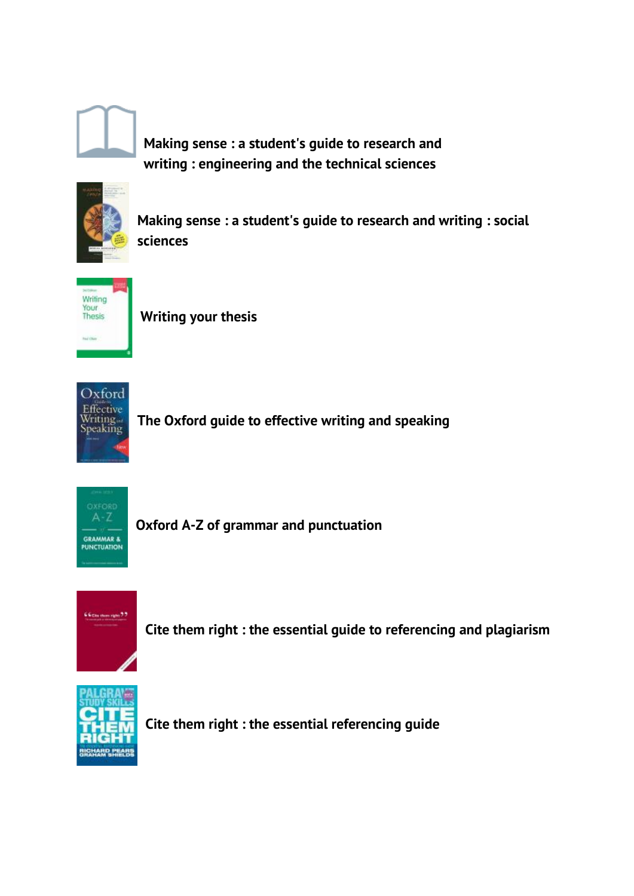**Making sense : a student's guide to research and writing : engineering and the technical sciences**

**Making sense : a student's guide to research and writing : social sciences**

**Writing your thesis**

**The Oxford guide to effective writing and speaking**

**Oxford A-Z of grammar and punctuation**

**Cite them right : the essential guide to referencing and plagiarism**

**Cite them right : the essential referencing guide**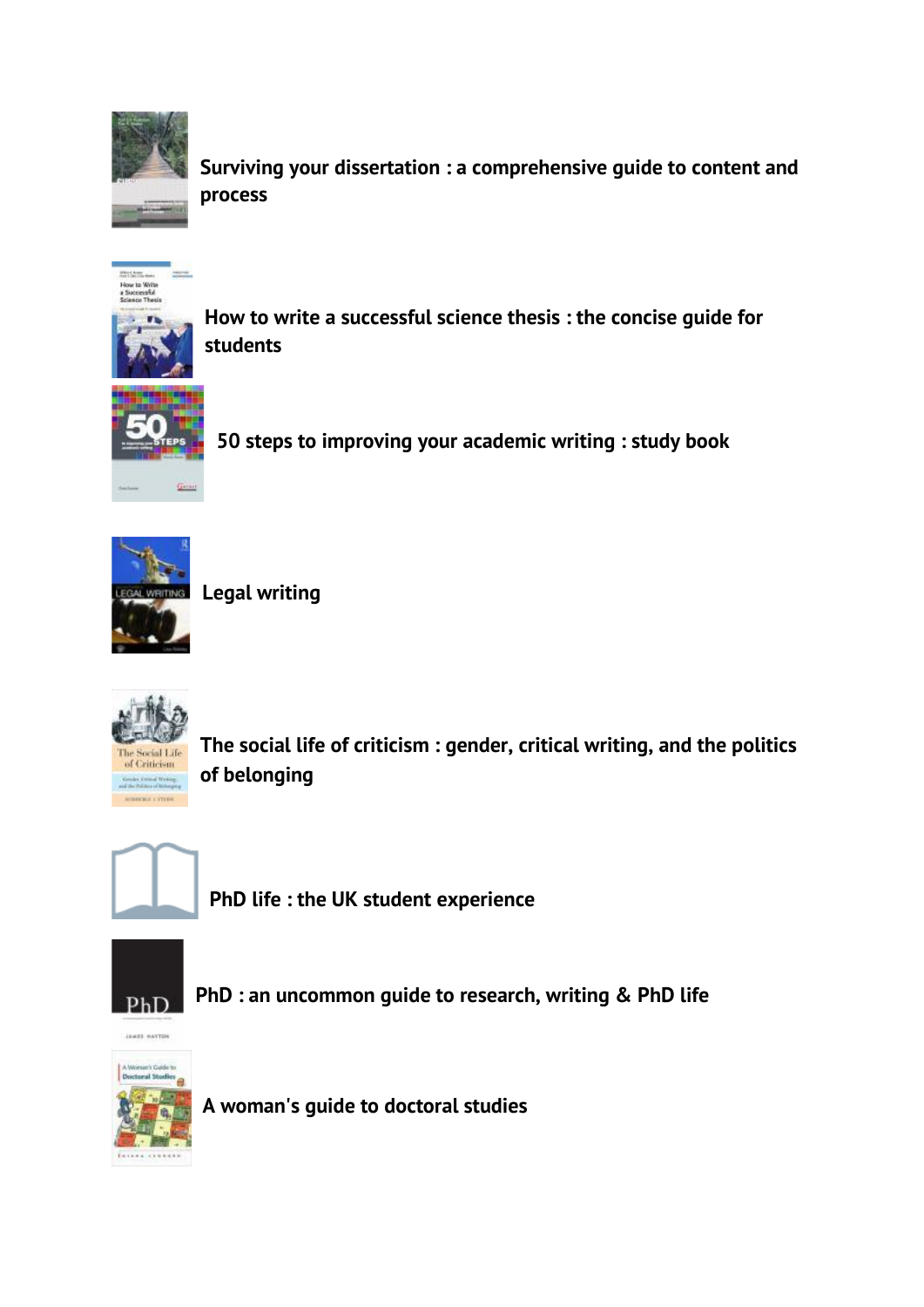**Surviving your dissertation : a comprehensive guide to content and process**

**How to write a successful science thesis : the concise guide for students**

**50 steps to improving your academic writing : study book**

**Legal writing**

**The social life of criticism : gender, critical writing, and the politics of belonging**

**PhD life : the UK student experience**

**PhD : an uncommon guide to research, writing & PhD life**

**A woman's guide to doctoral studies**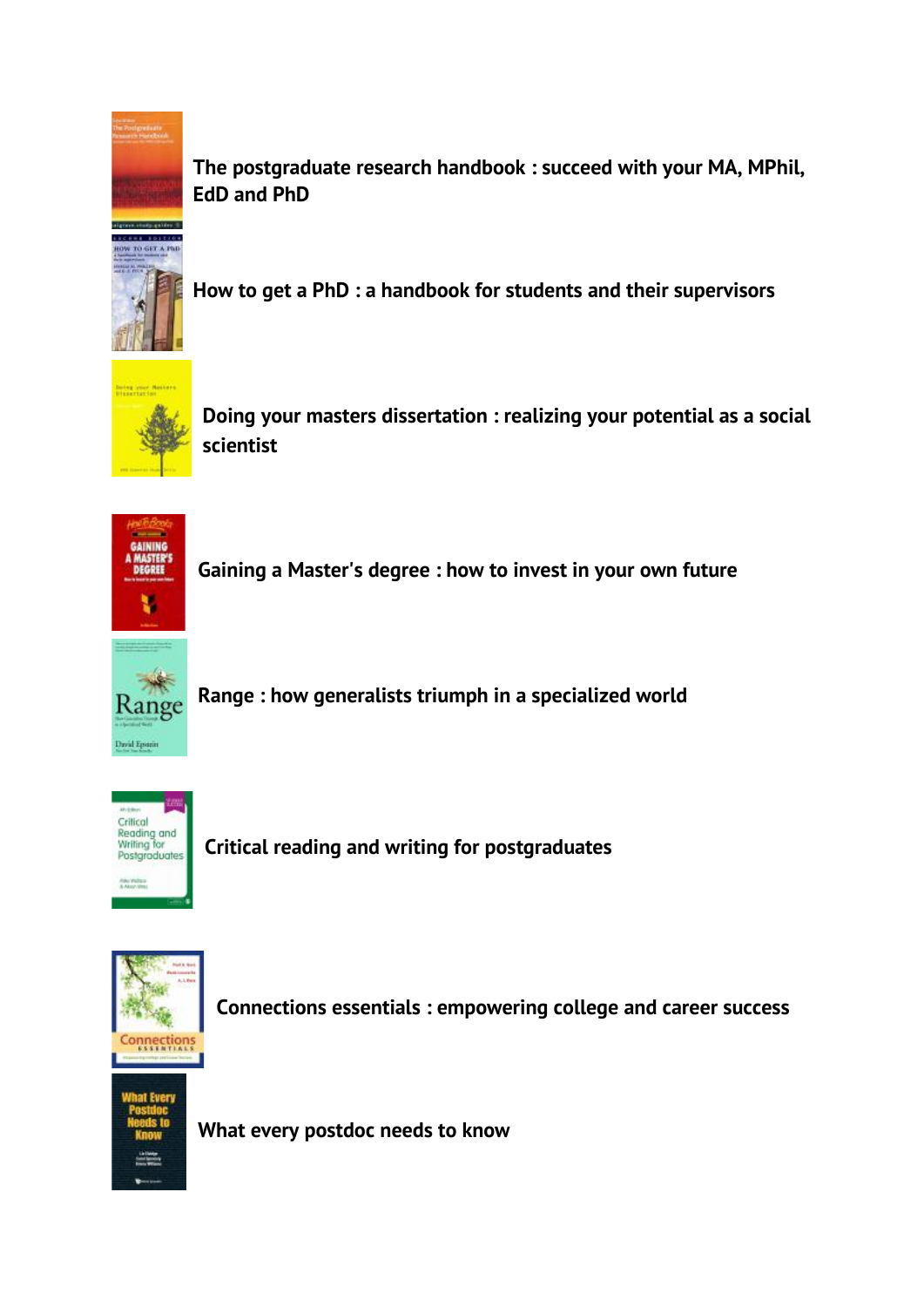**The postgraduate research handbook : succeed with your MA, MPhil, EdD and PhD**

**How to get a PhD : a handbook for students and their supervisors**

**Doing your masters dissertation : realizing your potential as a social scientist**

**Gaining a Master's degree : how to invest in your own future**

**Range : how generalists triumph in a specialized world**

**Critical reading and writing for postgraduates**

**Connections essentials : empowering college and career success**

**What every postdoc needs to know**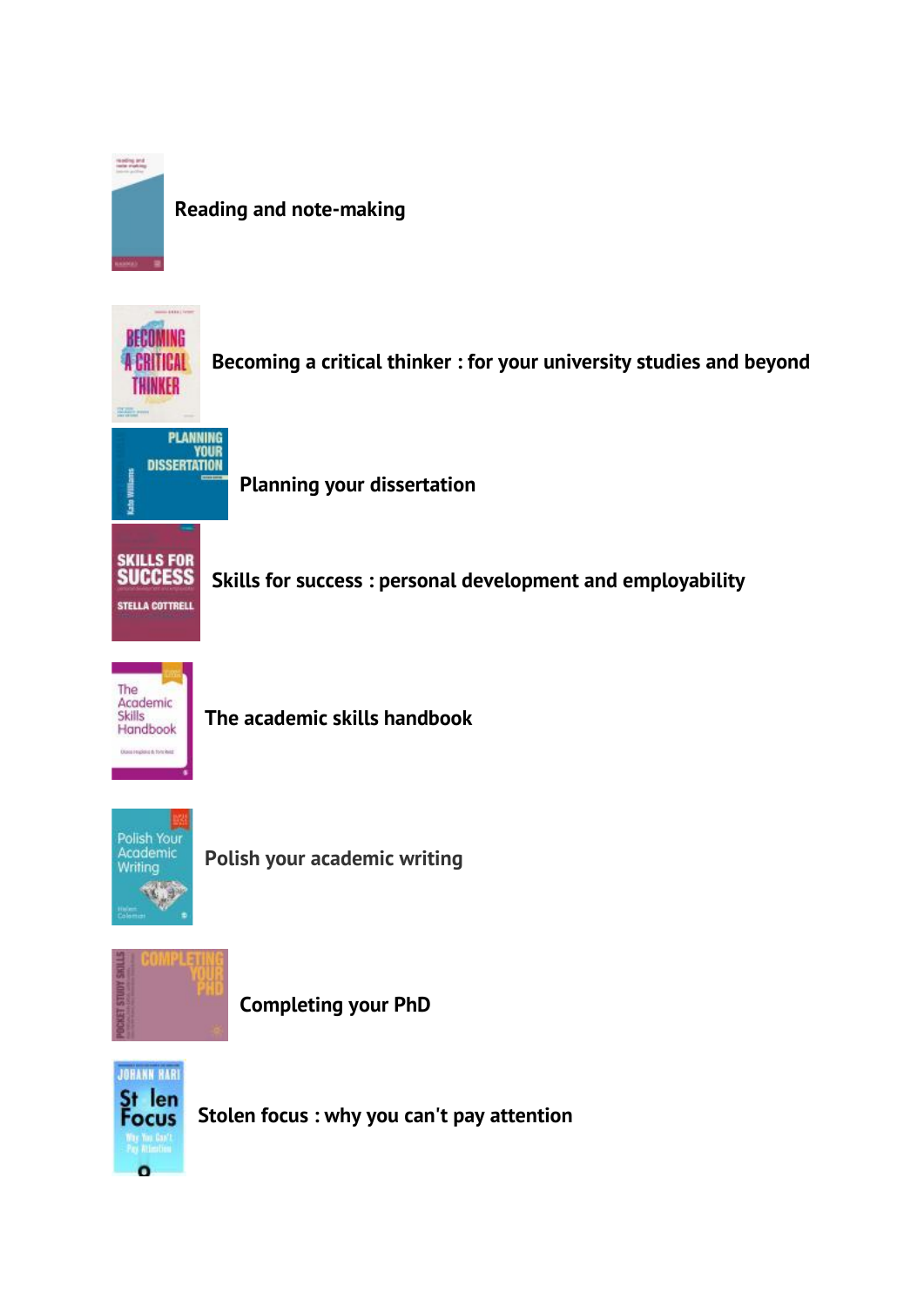**Reading and note-making**

**Becoming a critical thinker : for your university studies and beyond**

**Planning your dissertation**

**Skills for success : personal development and employability**

**The academic skills handbook**

**Polish your academic writing**

**Completing your PhD**

**Stolen focus : why you can't pay attention**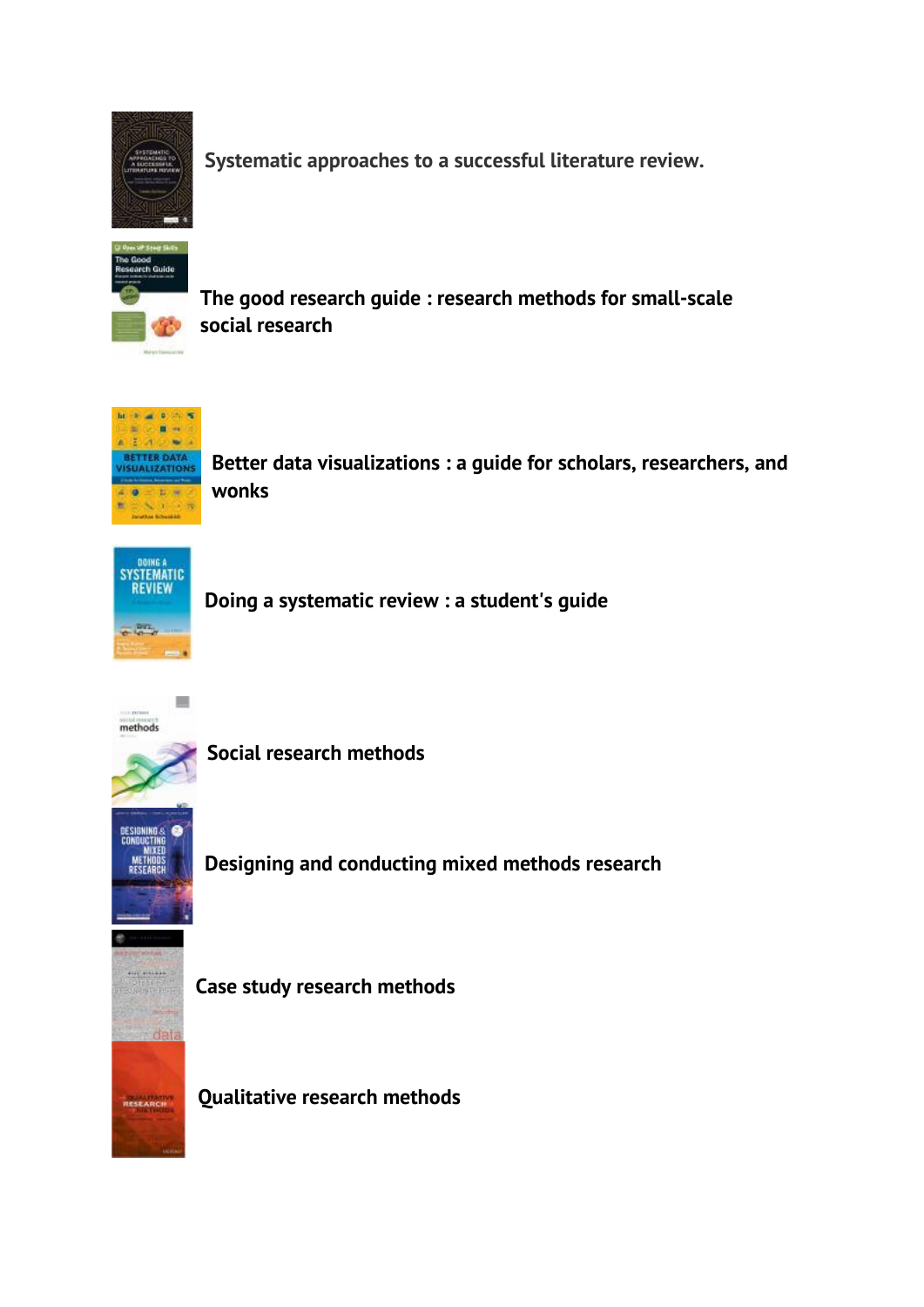Systematic approaches to a successful literature review.

The good research guide : research methods for small-scale social research

Better data visualizations : a guide for scholars, researchers, and wonks

Doing a systematic review : a student's guide

Social research methods

Designing and conducting mixed methods research

Case study research methods

Qualitative research methods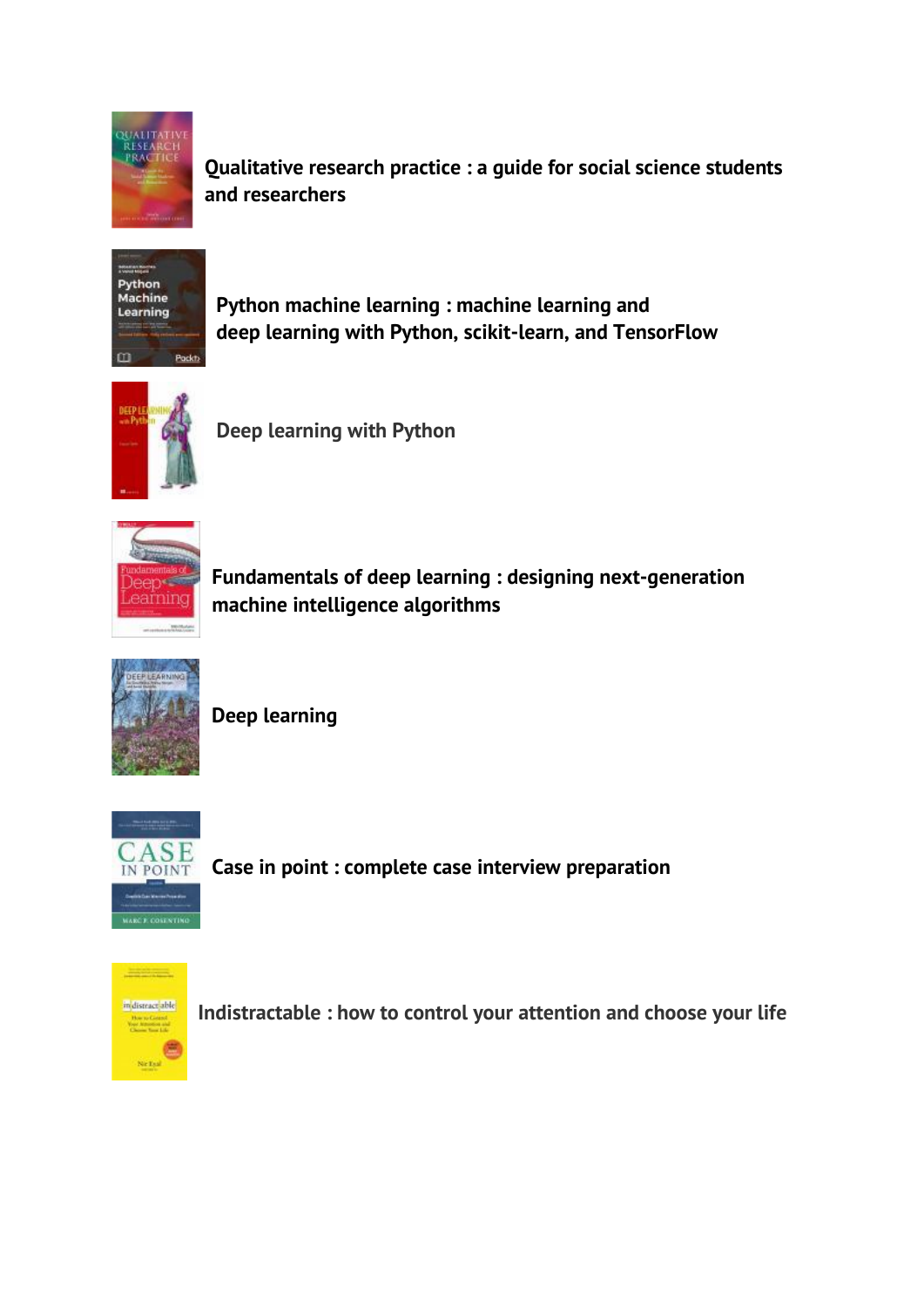**Qualitative research practice : a guide for social science students and researchers**

**Python machine learning : machine learning and deep learning with Python, scikit-learn, and TensorFlow**

**Deep learning with Python**

**Fundamentals of deep learning : designing next-generation machine intelligence algorithms**

**Deep learning**

**Case in point : complete case interview preparation**

**Indistractable : how to control your attention and choose your life**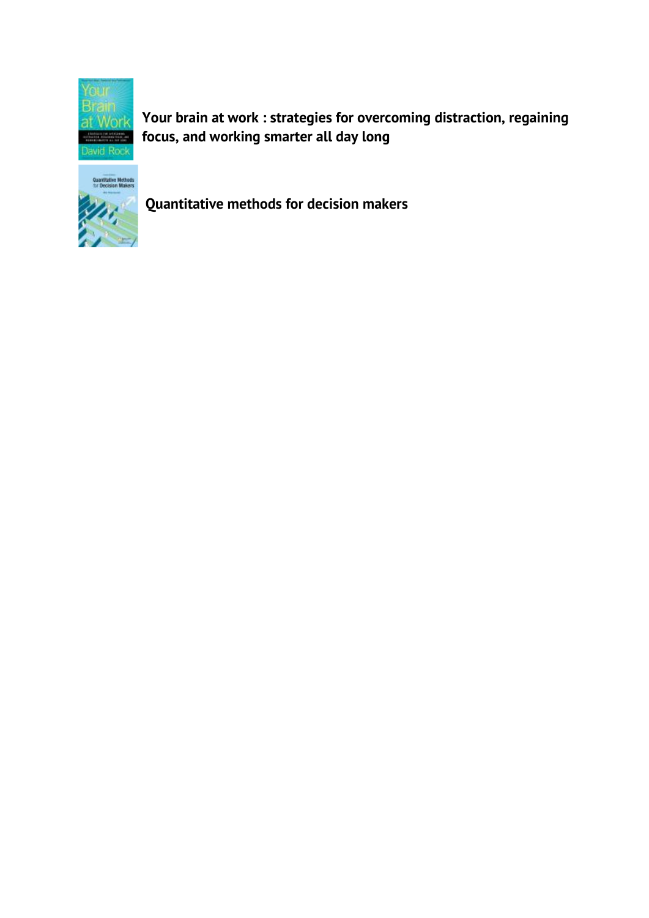**Your brain at work : strategies for overcoming distraction, regaining focus, and working smarter all day long**

**Quantitative methods for decision makers**